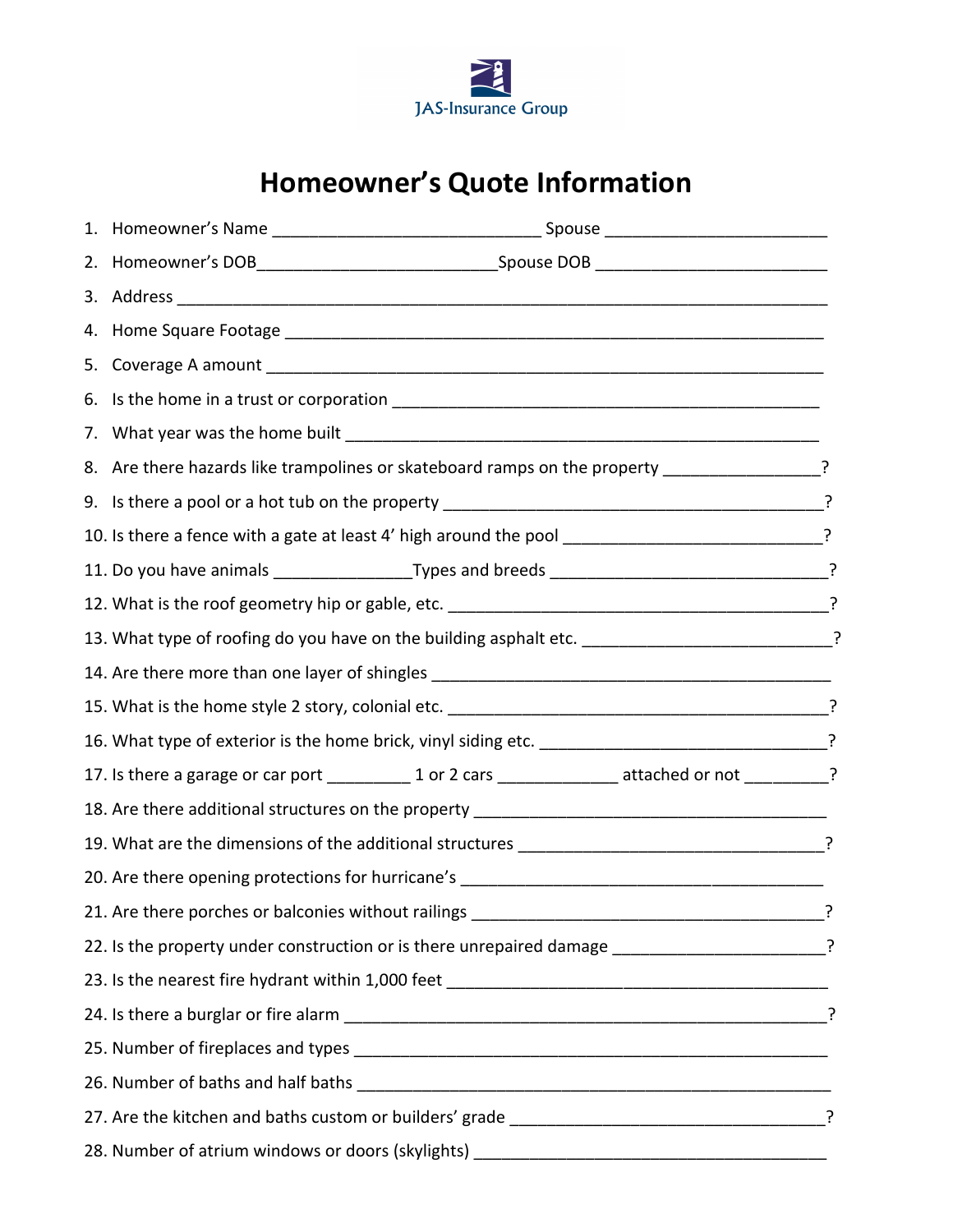JAS-Insurance Group

# Homeowner's Quote Information

1. Homeowner's Name ____________________________ Spouse _______________________
2. Homeowner's DOB_________________________Spouse DOB _______________________
3. Address _________________________________________________________________
4. Home Square Footage _______________________________________________________
5. Coverage A amount _________________________________________________________
6. Is the home in a trust or corporation _________________________________________
7. What year was the home built _______________________________________________
8. Are there hazards like trampolines or skateboard ramps on the property ______________?
9. Is there a pool or a hot tub on the property ________________________________________?
10. Is there a fence with a gate at least 4' high around the pool ___________________________?
11. Do you have animals ______________Types and breeds _____________________________?
12. What is the roof geometry hip or gable, etc. _________________________________________?
13. What type of roofing do you have on the building asphalt etc. __________________________?
14. Are there more than one layer of shingles ___________________________________________
15. What is the home style 2 story, colonial etc. _________________________________________?
16. What type of exterior is the home brick, vinyl siding etc. ______________________________?
17. Is there a garage or car port _________ 1 or 2 cars _____________ attached or not _________?
18. Are there additional structures on the property _______________________________________
19. What are the dimensions of the additional structures __________________________________?
20. Are there opening protections for hurricane's _________________________________________
21. Are there porches or balconies without railings ________________________________________?
22. Is the property under construction or is there unrepaired damage ______________________?
23. Is the nearest fire hydrant within 1,000 feet ___________________________________________
24. Is there a burglar or fire alarm _____________________________________________________?
25. Number of fireplaces and types ____________________________________________________
26. Number of baths and half baths ____________________________________________________
27. Are the kitchen and baths custom or builders' grade ___________________________________?
28. Number of atrium windows or doors (skylights) _______________________________________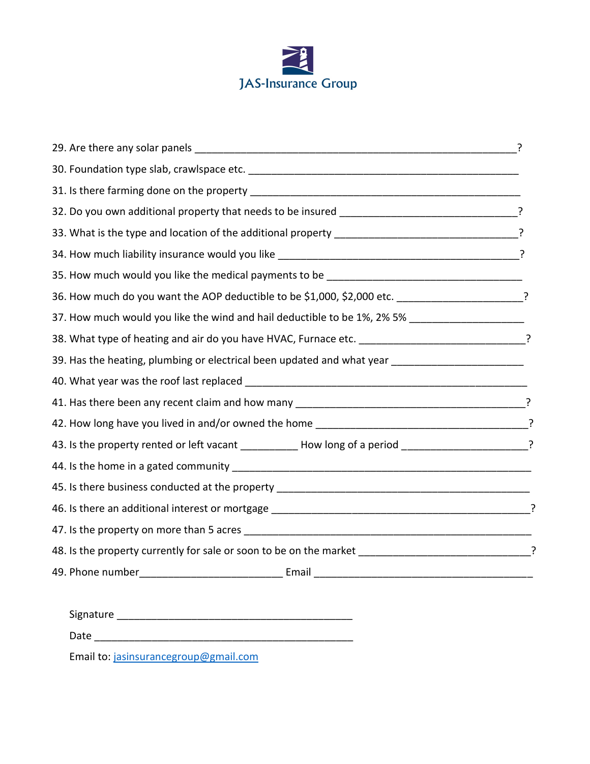JAS-Insurance Group

29. Are there any solar panels ___________________________________________________________?
30. Foundation type slab, crawlspace etc. ________________________________________________
31. Is there farming done on the property _________________________________________________
32. Do you own additional property that needs to be insured ________________________________?
33. What is the type and location of the additional property __________________________________?
34. How much liability insurance would you like _____________________________________________?
35. How much would you like the medical payments to be ____________________________________
36. How much do you want the AOP deductible to be $1,000, $2,000 etc. _______________________?
37. How much would you like the wind and hail deductible to be 1%, 2% 5% ___________________
38. What type of heating and air do you have HVAC, Furnace etc. ______________________________?
39. Has the heating, plumbing or electrical been updated and what year ________________________
40. What year was the roof last replaced ____________________________________________________
41. Has there been any recent claim and how many ___________________________________________?
42. How long have you lived in and/or owned the home ______________________________________?
43. Is the property rented or left vacant __________ How long of a period _______________________?
44. Is the home in a gated community _______________________________________________________
45. Is there business conducted at the property ______________________________________________
46. Is there an additional interest or mortgage _______________________________________________?
47. Is the property on more than 5 acres _____________________________________________________
48. Is the property currently for sale or soon to be on the market ______________________________?
49. Phone number_________________________ Email ______________________________________

Signature ___________________________________________

Date _______________________________________________

Email to: jasinsurancegroup@gmail.com